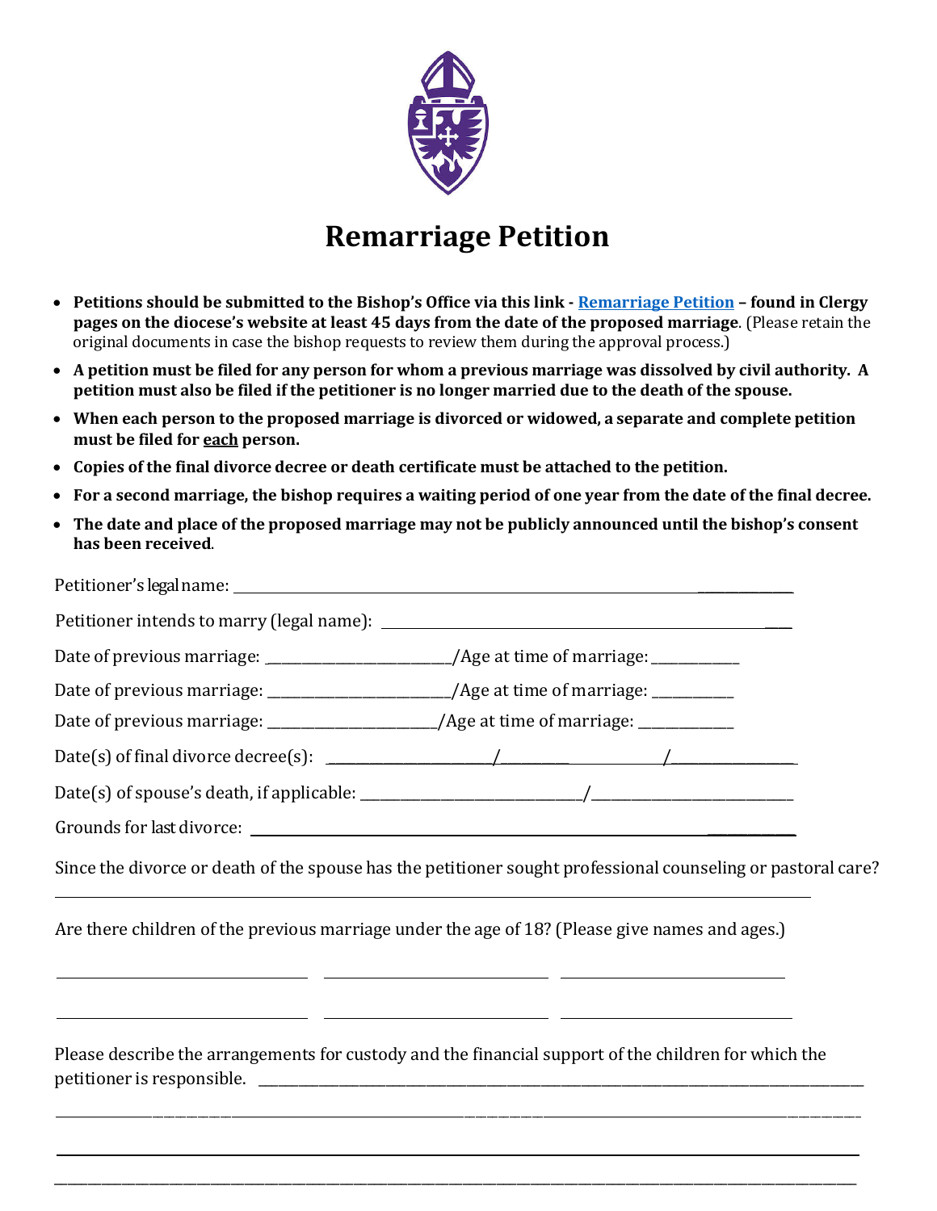# Remarriage Petition

- **Petitions should be submitted to the Bishop's Office via this link - [Remarriage Petition] – found in Clergy pages on the diocese's website at least 45 days from the date of the proposed marriage**. (Please retain the original documents in case the bishop requests to review them during the approval process.)
- **A petition must be filed for any person for whom a previous marriage was dissolved by civil authority. A petition must also be filed if the petitioner is no longer married due to the death of the spouse.**
- **When each person to the proposed marriage is divorced or widowed, a separate and complete petition must be filed for each person.**
- **Copies of the final divorce decree or death certificate must be attached to the petition.**
- **For a second marriage, the bishop requires a waiting period of one year from the date of the final decree.**
- **The date and place of the proposed marriage may not be publicly announced until the bishop's consent has been received**.

Petitioner's legal name: ______________________________

Petitioner intends to marry (legal name): ______________________________

Date of previous marriage: ______________/Age at time of marriage: __________

Date of previous marriage: ______________/Age at time of marriage: __________

Date of previous marriage: ______________/Age at time of marriage: __________

Date(s) of final divorce decree(s): ______________/__________ __________/______________

Date(s) of spouse's death, if applicable: ______________/______________

Grounds for last divorce: ______________________________

Since the divorce or death of the spouse has the petitioner sought professional counseling or pastoral care?

______________________________

Are there children of the previous marriage under the age of 18? (Please give names and ages.)

______________ ______________ ______________

______________ ______________ ______________

Please describe the arrangements for custody and the financial support of the children for which the petitioner is responsible. ______________________________

______________________________

______________________________

______________________________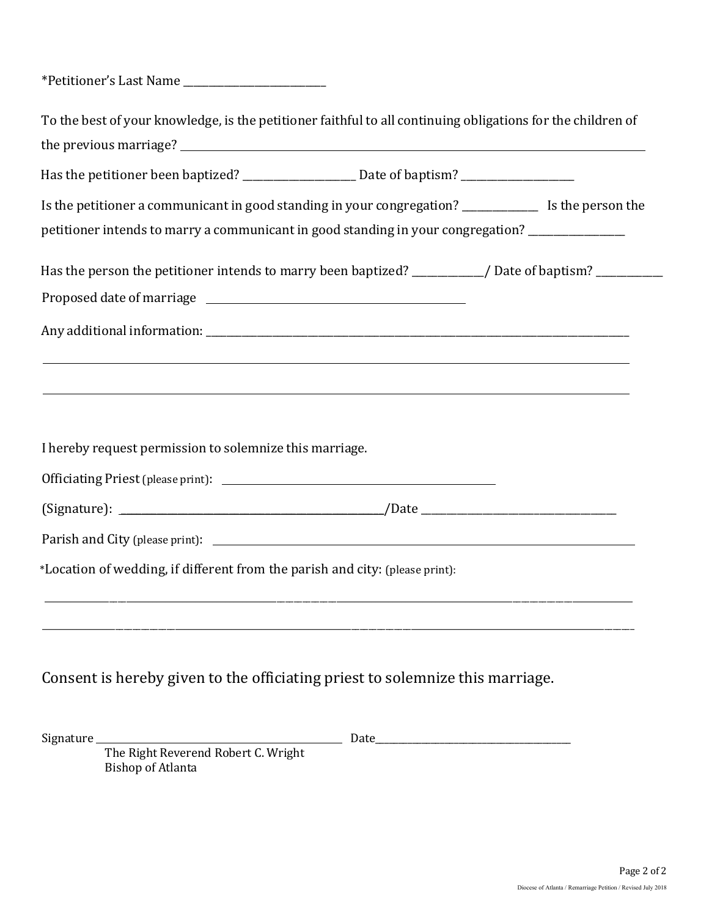*Petitioner's Last Name ____________________________

To the best of your knowledge, is the petitioner faithful to all continuing obligations for the children of the previous marriage? ______________________________________________________________________________

Has the petitioner been baptized? ______________________ Date of baptism? ______________________

Is the petitioner a communicant in good standing in your congregation? _______________ Is the person the petitioner intends to marry a communicant in good standing in your congregation? __________________

Has the person the petitioner intends to marry been baptized? ______________/ Date of baptism? _____________

Proposed date of marriage ________________________________________________

Any additional information: ________________________________________________________________________

______________________________________________________________________________________________

______________________________________________________________________________________________

I hereby request permission to solemnize this marriage.

Officiating Priest (please print): ________________________________________________

(Signature): ______________________________________________________/Date ________________________________________

Parish and City (please print): ______________________________________________________________________________

*Location of wedding, if different from the parish and city: (please print):

______________________________________________________________________________________________

______________________________________________________________________________________________

Consent is hereby given to the officiating priest to solemnize this marriage.

Signature ________________________________________________ Date________________________________________

The Right Reverend Robert C. Wright
Bishop of Atlanta

Diocese of Atlanta / Remarriage Petition / Revised July 2018